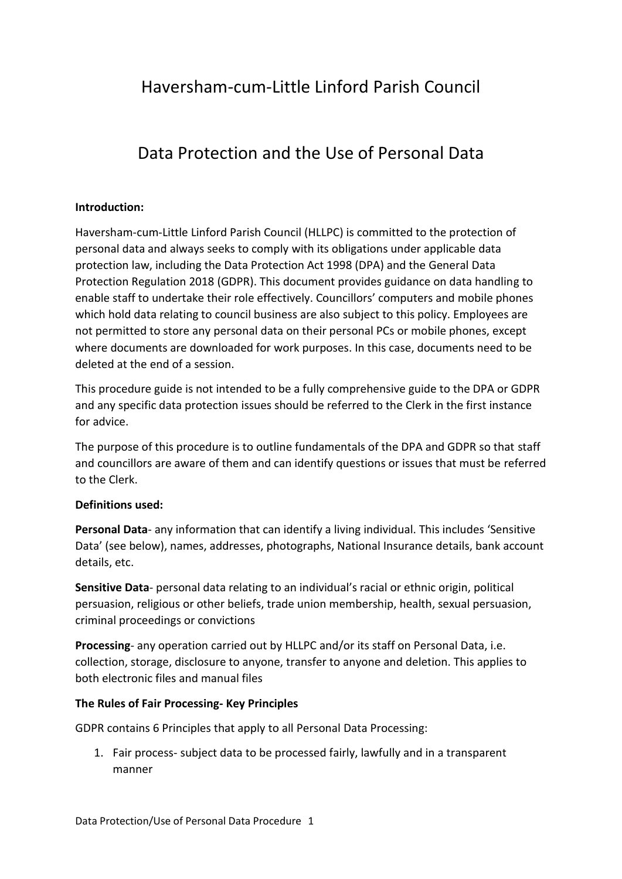# Haversham-cum-Little Linford Parish Council

## Data Protection and the Use of Personal Data

**Introduction:**

Haversham-cum-Little Linford Parish Council (HLLPC) is committed to the protection of personal data and always seeks to comply with its obligations under applicable data protection law, including the Data Protection Act 1998 (DPA) and the General Data Protection Regulation 2018 (GDPR). This document provides guidance on data handling to enable staff to undertake their role effectively. Councillors' computers and mobile phones which hold data relating to council business are also subject to this policy. Employees are not permitted to store any personal data on their personal PCs or mobile phones, except where documents are downloaded for work purposes. In this case, documents need to be deleted at the end of a session.

This procedure guide is not intended to be a fully comprehensive guide to the DPA or GDPR and any specific data protection issues should be referred to the Clerk in the first instance for advice.

The purpose of this procedure is to outline fundamentals of the DPA and GDPR so that staff and councillors are aware of them and can identify questions or issues that must be referred to the Clerk.

**Definitions used:**

**Personal Data**- any information that can identify a living individual. This includes 'Sensitive Data' (see below), names, addresses, photographs, National Insurance details, bank account details, etc.

**Sensitive Data**- personal data relating to an individual's racial or ethnic origin, political persuasion, religious or other beliefs, trade union membership, health, sexual persuasion, criminal proceedings or convictions

**Processing**- any operation carried out by HLLPC and/or its staff on Personal Data, i.e. collection, storage, disclosure to anyone, transfer to anyone and deletion. This applies to both electronic files and manual files

**The Rules of Fair Processing- Key Principles**

GDPR contains 6 Principles that apply to all Personal Data Processing:

1. Fair process- subject data to be processed fairly, lawfully and in a transparent manner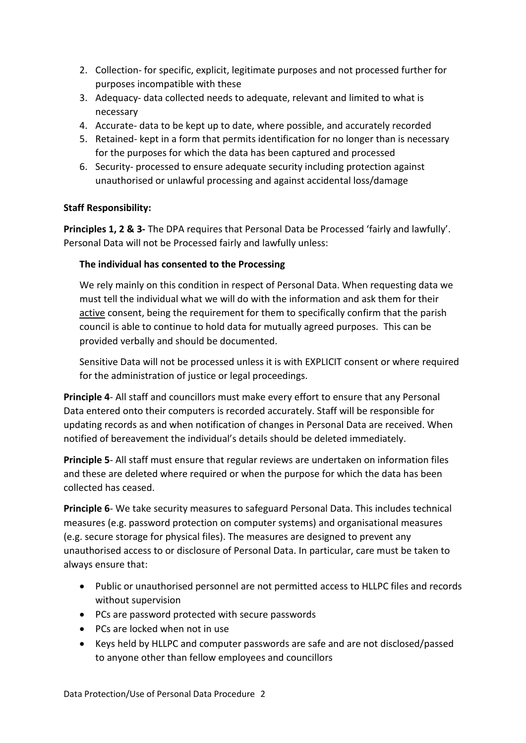2. Collection- for specific, explicit, legitimate purposes and not processed further for purposes incompatible with these
3. Adequacy- data collected needs to adequate, relevant and limited to what is necessary
4. Accurate- data to be kept up to date, where possible, and accurately recorded
5. Retained- kept in a form that permits identification for no longer than is necessary for the purposes for which the data has been captured and processed
6. Security- processed to ensure adequate security including protection against unauthorised or unlawful processing and against accidental loss/damage

**Staff Responsibility:**

**Principles 1, 2 & 3-** The DPA requires that Personal Data be Processed 'fairly and lawfully'. Personal Data will not be Processed fairly and lawfully unless:

**The individual has consented to the Processing**

We rely mainly on this condition in respect of Personal Data. When requesting data we must tell the individual what we will do with the information and ask them for their active consent, being the requirement for them to specifically confirm that the parish council is able to continue to hold data for mutually agreed purposes. This can be provided verbally and should be documented.

Sensitive Data will not be processed unless it is with EXPLICIT consent or where required for the administration of justice or legal proceedings.

**Principle 4**- All staff and councillors must make every effort to ensure that any Personal Data entered onto their computers is recorded accurately. Staff will be responsible for updating records as and when notification of changes in Personal Data are received. When notified of bereavement the individual's details should be deleted immediately.

**Principle 5**- All staff must ensure that regular reviews are undertaken on information files and these are deleted where required or when the purpose for which the data has been collected has ceased.

**Principle 6**- We take security measures to safeguard Personal Data. This includes technical measures (e.g. password protection on computer systems) and organisational measures (e.g. secure storage for physical files). The measures are designed to prevent any unauthorised access to or disclosure of Personal Data. In particular, care must be taken to always ensure that:

- Public or unauthorised personnel are not permitted access to HLLPC files and records without supervision
- PCs are password protected with secure passwords
- PCs are locked when not in use
- Keys held by HLLPC and computer passwords are safe and are not disclosed/passed to anyone other than fellow employees and councillors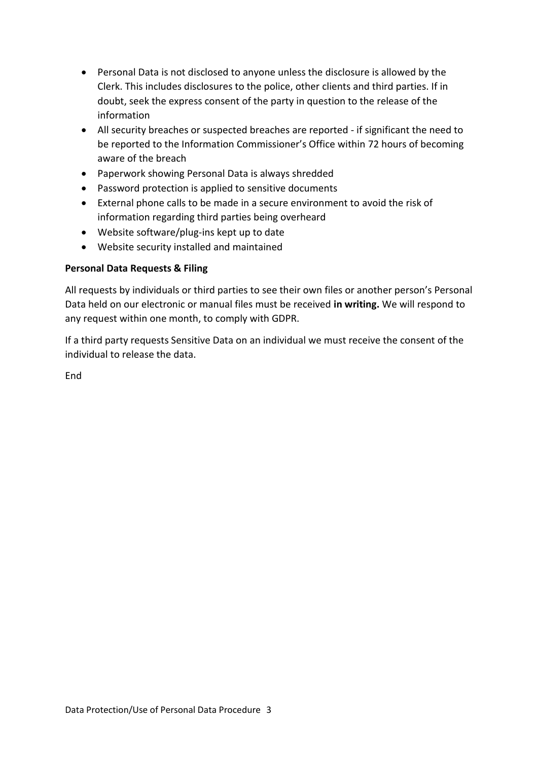- Personal Data is not disclosed to anyone unless the disclosure is allowed by the Clerk. This includes disclosures to the police, other clients and third parties. If in doubt, seek the express consent of the party in question to the release of the information
- All security breaches or suspected breaches are reported - if significant the need to be reported to the Information Commissioner's Office within 72 hours of becoming aware of the breach
- Paperwork showing Personal Data is always shredded
- Password protection is applied to sensitive documents
- External phone calls to be made in a secure environment to avoid the risk of information regarding third parties being overheard
- Website software/plug-ins kept up to date
- Website security installed and maintained

**Personal Data Requests & Filing**

All requests by individuals or third parties to see their own files or another person's Personal Data held on our electronic or manual files must be received **in writing.** We will respond to any request within one month, to comply with GDPR.

If a third party requests Sensitive Data on an individual we must receive the consent of the individual to release the data.

End